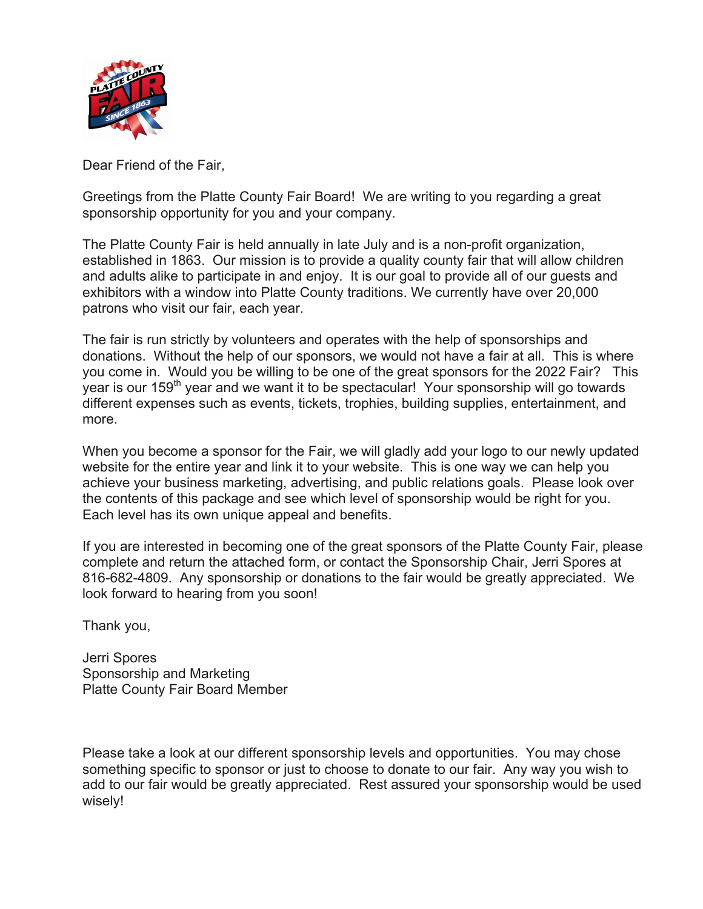Dear Friend of the Fair,

Greetings from the Platte County Fair Board! We are writing to you regarding a great sponsorship opportunity for you and your company.

The Platte County Fair is held annually in late July and is a non-profit organization, established in 1863. Our mission is to provide a quality county fair that will allow children and adults alike to participate in and enjoy. It is our goal to provide all of our guests and exhibitors with a window into Platte County traditions. We currently have over 20,000 patrons who visit our fair, each year.

The fair is run strictly by volunteers and operates with the help of sponsorships and donations. Without the help of our sponsors, we would not have a fair at all. This is where you come in. Would you be willing to be one of the great sponsors for the 2022 Fair? This year is our 159th year and we want it to be spectacular! Your sponsorship will go towards different expenses such as events, tickets, trophies, building supplies, entertainment, and more.

When you become a sponsor for the Fair, we will gladly add your logo to our newly updated website for the entire year and link it to your website. This is one way we can help you achieve your business marketing, advertising, and public relations goals. Please look over the contents of this package and see which level of sponsorship would be right for you. Each level has its own unique appeal and benefits.

If you are interested in becoming one of the great sponsors of the Platte County Fair, please complete and return the attached form, or contact the Sponsorship Chair, Jerri Spores at 816-682-4809. Any sponsorship or donations to the fair would be greatly appreciated. We look forward to hearing from you soon!

Thank you,

Jerri Spores
Sponsorship and Marketing
Platte County Fair Board Member

Please take a look at our different sponsorship levels and opportunities. You may chose something specific to sponsor or just to choose to donate to our fair. Any way you wish to add to our fair would be greatly appreciated. Rest assured your sponsorship would be used wisely!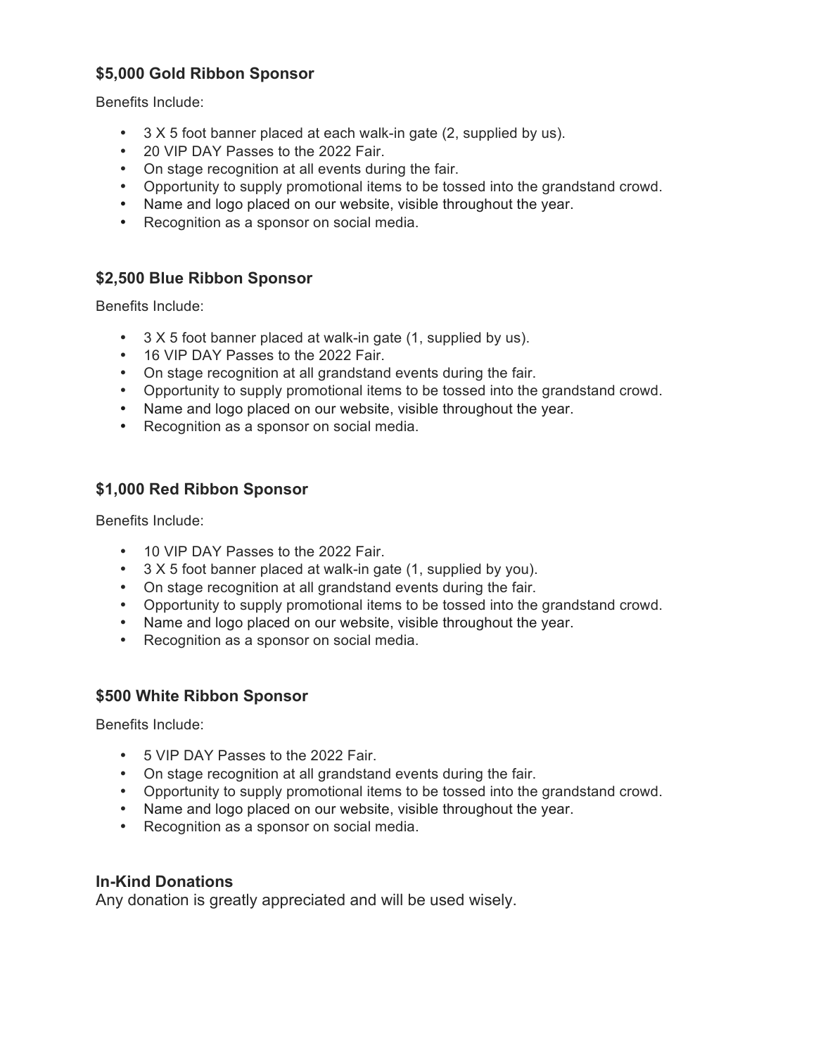### $5,000 Gold Ribbon Sponsor

Benefits Include:

- 3 X 5 foot banner placed at each walk-in gate (2, supplied by us).
- 20 VIP DAY Passes to the 2022 Fair.
- On stage recognition at all events during the fair.
- Opportunity to supply promotional items to be tossed into the grandstand crowd.
- Name and logo placed on our website, visible throughout the year.
- Recognition as a sponsor on social media.

### $2,500 Blue Ribbon Sponsor

Benefits Include:

- 3 X 5 foot banner placed at walk-in gate (1, supplied by us).
- 16 VIP DAY Passes to the 2022 Fair.
- On stage recognition at all grandstand events during the fair.
- Opportunity to supply promotional items to be tossed into the grandstand crowd.
- Name and logo placed on our website, visible throughout the year.
- Recognition as a sponsor on social media.

### $1,000 Red Ribbon Sponsor

Benefits Include:

- 10 VIP DAY Passes to the 2022 Fair.
- 3 X 5 foot banner placed at walk-in gate (1, supplied by you).
- On stage recognition at all grandstand events during the fair.
- Opportunity to supply promotional items to be tossed into the grandstand crowd.
- Name and logo placed on our website, visible throughout the year.
- Recognition as a sponsor on social media.

### $500 White Ribbon Sponsor

Benefits Include:

- 5 VIP DAY Passes to the 2022 Fair.
- On stage recognition at all grandstand events during the fair.
- Opportunity to supply promotional items to be tossed into the grandstand crowd.
- Name and logo placed on our website, visible throughout the year.
- Recognition as a sponsor on social media.

### In-Kind Donations

Any donation is greatly appreciated and will be used wisely.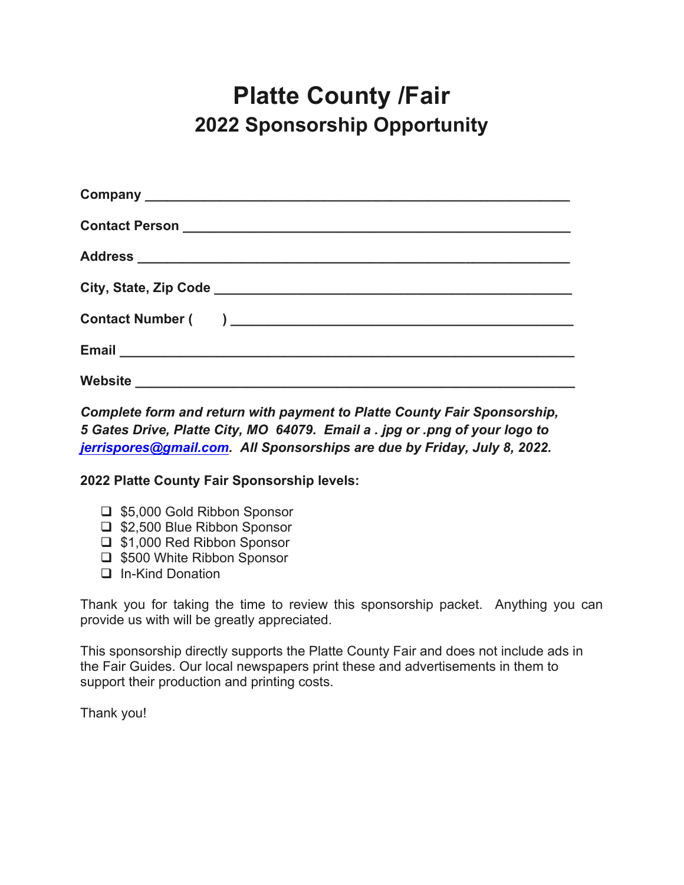# Platte County /Fair
## 2022 Sponsorship Opportunity

**Company** ________________________________________________

**Contact Person** ____________________________________________

**Address** _________________________________________________

**City, State, Zip Code** ________________________________________

**Contact Number (      )** ______________________________________

**Email** ___________________________________________________

**Website** _________________________________________________

***Complete form and return with payment to Platte County Fair Sponsorship, 5 Gates Drive, Platte City, MO 64079. Email a . jpg or .png of your logo to jerrispores@gmail.com. All Sponsorships are due by Friday, July 8, 2022.***

**2022 Platte County Fair Sponsorship levels:**

- ❑ $5,000 Gold Ribbon Sponsor
- ❑ $2,500 Blue Ribbon Sponsor
- ❑ $1,000 Red Ribbon Sponsor
- ❑ $500 White Ribbon Sponsor
- ❑ In-Kind Donation

Thank you for taking the time to review this sponsorship packet. Anything you can provide us with will be greatly appreciated.

This sponsorship directly supports the Platte County Fair and does not include ads in the Fair Guides. Our local newspapers print these and advertisements in them to support their production and printing costs.

Thank you!